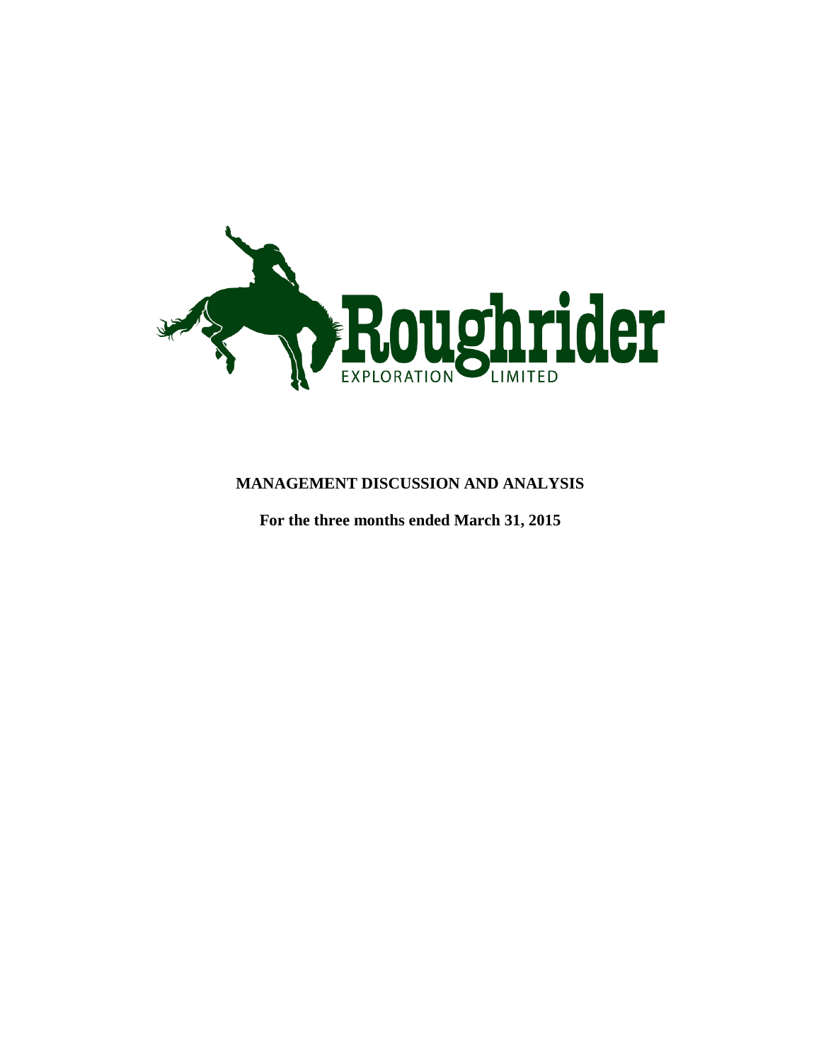Roughrider

EXPLORATION LIMITED

**MANAGEMENT DISCUSSION AND ANALYSIS**

**For the three months ended March 31, 2015**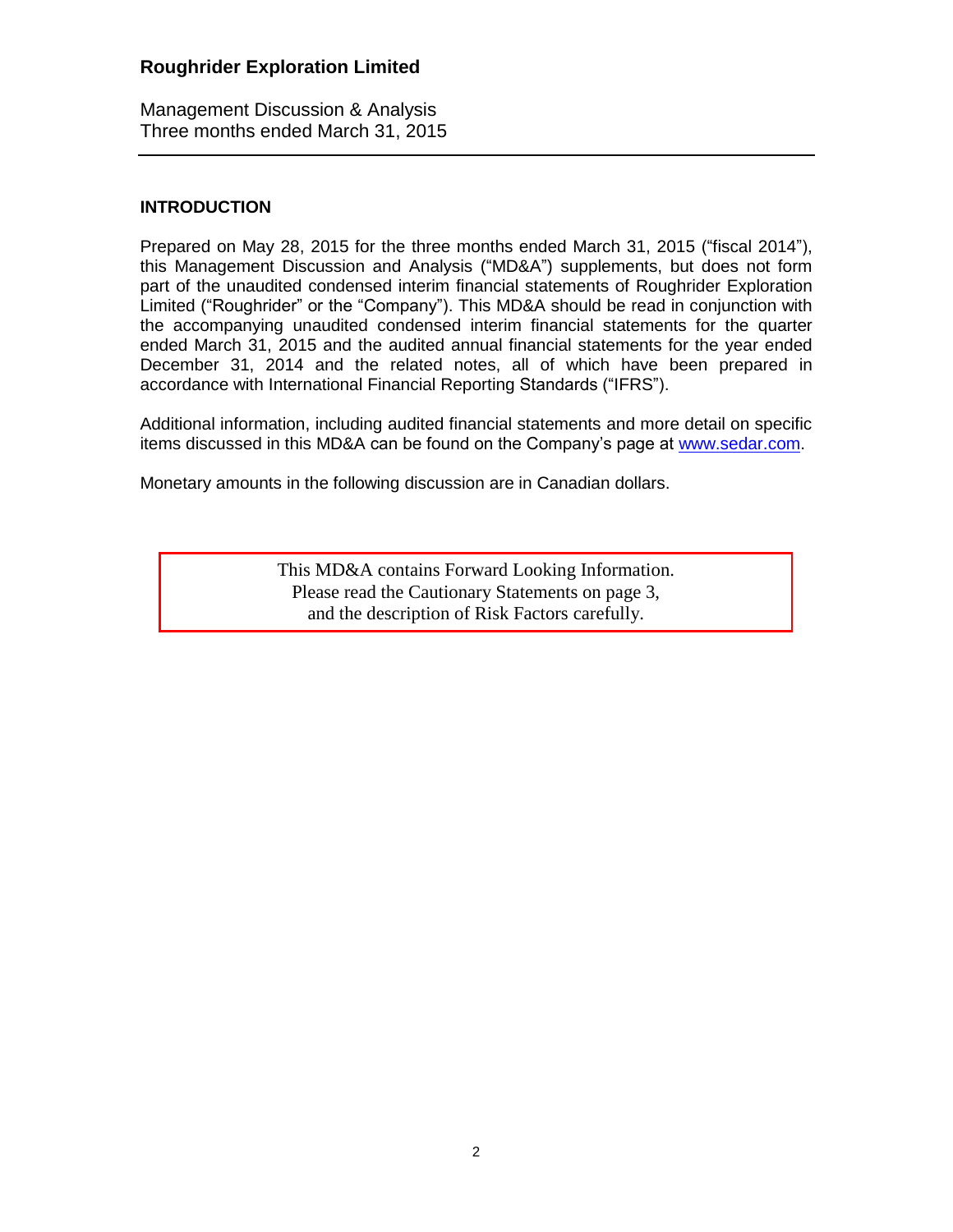## INTRODUCTION

Prepared on May 28, 2015 for the three months ended March 31, 2015 ("fiscal 2014"), this Management Discussion and Analysis ("MD&A") supplements, but does not form part of the unaudited condensed interim financial statements of Roughrider Exploration Limited ("Roughrider" or the "Company"). This MD&A should be read in conjunction with the accompanying unaudited condensed interim financial statements for the quarter ended March 31, 2015 and the audited annual financial statements for the year ended December 31, 2014 and the related notes, all of which have been prepared in accordance with International Financial Reporting Standards ("IFRS").

Additional information, including audited financial statements and more detail on specific items discussed in this MD&A can be found on the Company's page at [www.sedar.com](http://www.sedar.com).

Monetary amounts in the following discussion are in Canadian dollars.

> This MD&A contains Forward Looking Information.
> Please read the Cautionary Statements on page 3,
> and the description of Risk Factors carefully.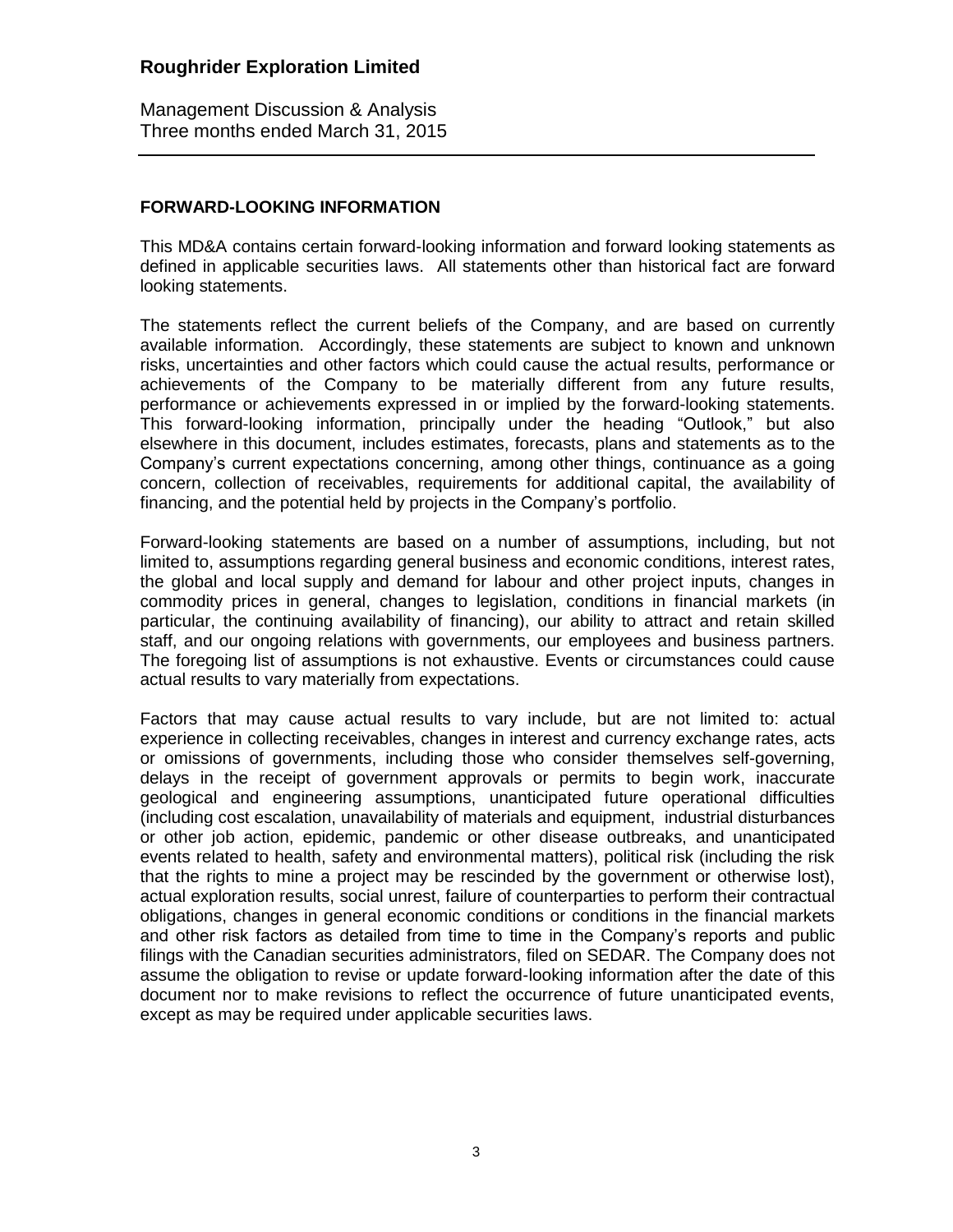## FORWARD-LOOKING INFORMATION

This MD&A contains certain forward-looking information and forward looking statements as defined in applicable securities laws. All statements other than historical fact are forward looking statements.

The statements reflect the current beliefs of the Company, and are based on currently available information. Accordingly, these statements are subject to known and unknown risks, uncertainties and other factors which could cause the actual results, performance or achievements of the Company to be materially different from any future results, performance or achievements expressed in or implied by the forward-looking statements. This forward-looking information, principally under the heading "Outlook," but also elsewhere in this document, includes estimates, forecasts, plans and statements as to the Company's current expectations concerning, among other things, continuance as a going concern, collection of receivables, requirements for additional capital, the availability of financing, and the potential held by projects in the Company's portfolio.

Forward-looking statements are based on a number of assumptions, including, but not limited to, assumptions regarding general business and economic conditions, interest rates, the global and local supply and demand for labour and other project inputs, changes in commodity prices in general, changes to legislation, conditions in financial markets (in particular, the continuing availability of financing), our ability to attract and retain skilled staff, and our ongoing relations with governments, our employees and business partners. The foregoing list of assumptions is not exhaustive. Events or circumstances could cause actual results to vary materially from expectations.

Factors that may cause actual results to vary include, but are not limited to: actual experience in collecting receivables, changes in interest and currency exchange rates, acts or omissions of governments, including those who consider themselves self-governing, delays in the receipt of government approvals or permits to begin work, inaccurate geological and engineering assumptions, unanticipated future operational difficulties (including cost escalation, unavailability of materials and equipment, industrial disturbances or other job action, epidemic, pandemic or other disease outbreaks, and unanticipated events related to health, safety and environmental matters), political risk (including the risk that the rights to mine a project may be rescinded by the government or otherwise lost), actual exploration results, social unrest, failure of counterparties to perform their contractual obligations, changes in general economic conditions or conditions in the financial markets and other risk factors as detailed from time to time in the Company's reports and public filings with the Canadian securities administrators, filed on SEDAR. The Company does not assume the obligation to revise or update forward-looking information after the date of this document nor to make revisions to reflect the occurrence of future unanticipated events, except as may be required under applicable securities laws.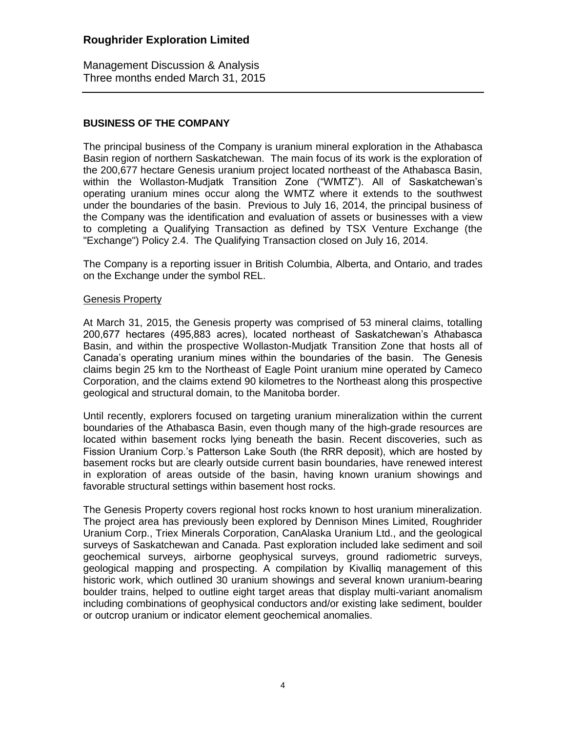## BUSINESS OF THE COMPANY

The principal business of the Company is uranium mineral exploration in the Athabasca Basin region of northern Saskatchewan. The main focus of its work is the exploration of the 200,677 hectare Genesis uranium project located northeast of the Athabasca Basin, within the Wollaston-Mudjatk Transition Zone ("WMTZ"). All of Saskatchewan's operating uranium mines occur along the WMTZ where it extends to the southwest under the boundaries of the basin. Previous to July 16, 2014, the principal business of the Company was the identification and evaluation of assets or businesses with a view to completing a Qualifying Transaction as defined by TSX Venture Exchange (the "Exchange") Policy 2.4. The Qualifying Transaction closed on July 16, 2014.

The Company is a reporting issuer in British Columbia, Alberta, and Ontario, and trades on the Exchange under the symbol REL.

### Genesis Property

At March 31, 2015, the Genesis property was comprised of 53 mineral claims, totalling 200,677 hectares (495,883 acres), located northeast of Saskatchewan's Athabasca Basin, and within the prospective Wollaston-Mudjatk Transition Zone that hosts all of Canada's operating uranium mines within the boundaries of the basin. The Genesis claims begin 25 km to the Northeast of Eagle Point uranium mine operated by Cameco Corporation, and the claims extend 90 kilometres to the Northeast along this prospective geological and structural domain, to the Manitoba border.

Until recently, explorers focused on targeting uranium mineralization within the current boundaries of the Athabasca Basin, even though many of the high-grade resources are located within basement rocks lying beneath the basin. Recent discoveries, such as Fission Uranium Corp.'s Patterson Lake South (the RRR deposit), which are hosted by basement rocks but are clearly outside current basin boundaries, have renewed interest in exploration of areas outside of the basin, having known uranium showings and favorable structural settings within basement host rocks.

The Genesis Property covers regional host rocks known to host uranium mineralization. The project area has previously been explored by Dennison Mines Limited, Roughrider Uranium Corp., Triex Minerals Corporation, CanAlaska Uranium Ltd., and the geological surveys of Saskatchewan and Canada. Past exploration included lake sediment and soil geochemical surveys, airborne geophysical surveys, ground radiometric surveys, geological mapping and prospecting. A compilation by Kivalliq management of this historic work, which outlined 30 uranium showings and several known uranium-bearing boulder trains, helped to outline eight target areas that display multi-variant anomalism including combinations of geophysical conductors and/or existing lake sediment, boulder or outcrop uranium or indicator element geochemical anomalies.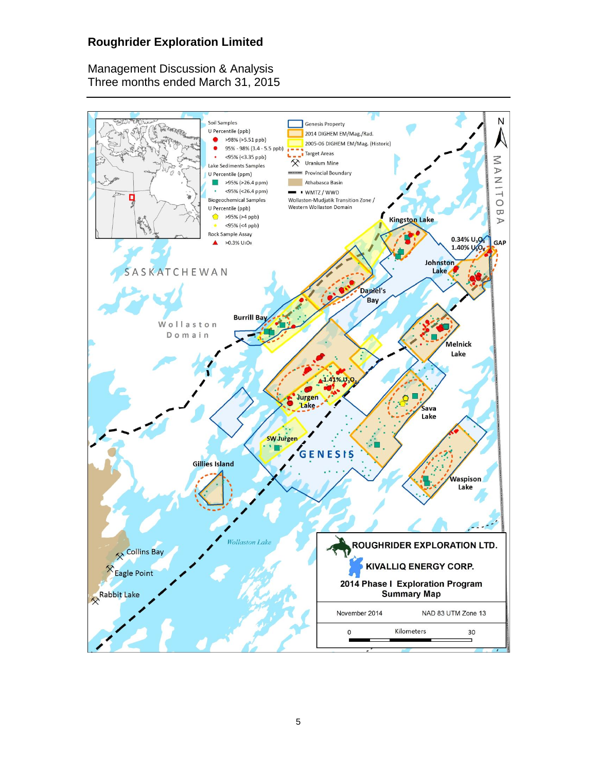Soil Samples

U Percentile (ppb)

- >98% (>5.51 ppb)
- 95% - 98% (3.4 - 5.5 ppb)
- <95% (<3.35 ppb)

Lake Sediments Samples

U Percentile (ppm)

- >95% (>26.4 ppm)
- <95% (<26.4 ppm)

Biogeochemical Samples

U Percentile (ppb)

- >95% (>4 ppb)
- <95% (<4 ppb)

Rock Sample Assay

- >0.3% $U_3O_8$

Genesis Property

2014 DIGHEM EM/Mag./Rad.

2005-06 DIGHEM EM/Mag. (Historic)

Target Areas

Uranium Mine

Provincial Boundary

Athabasca Basin

WMTZ / WWD

Wollaston-Mudjatik Transition Zone / Western Wollaston Domain

N

MANITOBA

SASKATCHEWAN

Wollaston Domain

Kingston Lake

0.34% $U_3O_8$

1.40% $U_3O_8$

GAP

Johnston Lake

Daniel's Bay

Burrill Bay

Melnick Lake

1.41% $U_3O_8$

Jurgen Lake

Sava Lake

SW Jurgen

GENESIS

Gillies Island

Waspison Lake

Wollaston Lake

Collins Bay

Eagle Point

Rabbit Lake

**ROUGHRIDER EXPLORATION LTD.**

**KIVALLIQ ENERGY CORP.**

**2014 Phase I Exploration Program Summary Map**

November 2014

NAD 83 UTM Zone 13

0 Kilometers 30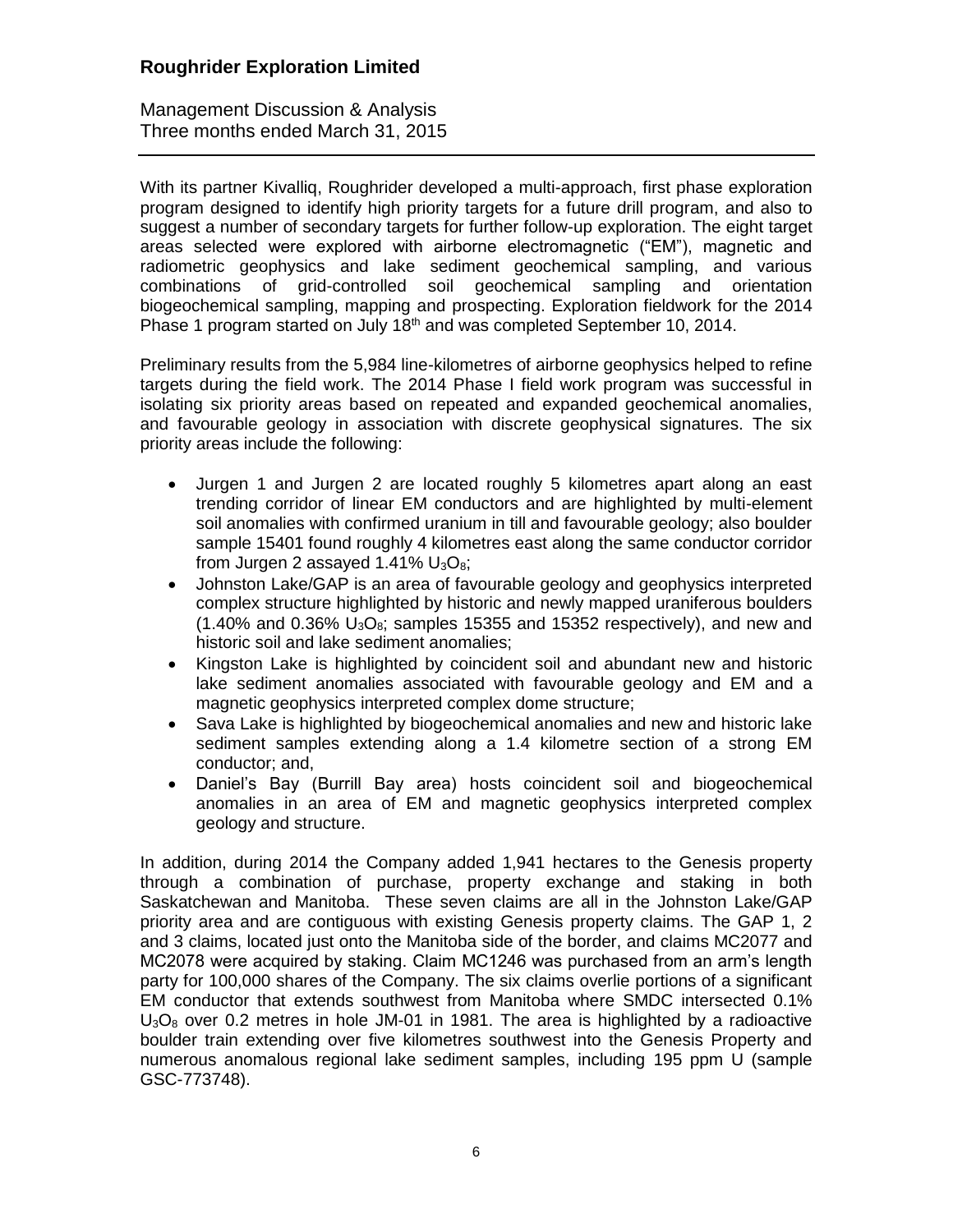With its partner Kivalliq, Roughrider developed a multi-approach, first phase exploration program designed to identify high priority targets for a future drill program, and also to suggest a number of secondary targets for further follow-up exploration. The eight target areas selected were explored with airborne electromagnetic ("EM"), magnetic and radiometric geophysics and lake sediment geochemical sampling, and various combinations of grid-controlled soil geochemical sampling and orientation biogeochemical sampling, mapping and prospecting. Exploration fieldwork for the 2014 Phase 1 program started on July 18th and was completed September 10, 2014.

Preliminary results from the 5,984 line-kilometres of airborne geophysics helped to refine targets during the field work. The 2014 Phase I field work program was successful in isolating six priority areas based on repeated and expanded geochemical anomalies, and favourable geology in association with discrete geophysical signatures. The six priority areas include the following:

- Jurgen 1 and Jurgen 2 are located roughly 5 kilometres apart along an east trending corridor of linear EM conductors and are highlighted by multi-element soil anomalies with confirmed uranium in till and favourable geology; also boulder sample 15401 found roughly 4 kilometres east along the same conductor corridor from Jurgen 2 assayed 1.41% $U_3O_8$;
- Johnston Lake/GAP is an area of favourable geology and geophysics interpreted complex structure highlighted by historic and newly mapped uraniferous boulders (1.40% and 0.36% $U_3O_8$; samples 15355 and 15352 respectively), and new and historic soil and lake sediment anomalies;
- Kingston Lake is highlighted by coincident soil and abundant new and historic lake sediment anomalies associated with favourable geology and EM and a magnetic geophysics interpreted complex dome structure;
- Sava Lake is highlighted by biogeochemical anomalies and new and historic lake sediment samples extending along a 1.4 kilometre section of a strong EM conductor; and,
- Daniel's Bay (Burrill Bay area) hosts coincident soil and biogeochemical anomalies in an area of EM and magnetic geophysics interpreted complex geology and structure.

In addition, during 2014 the Company added 1,941 hectares to the Genesis property through a combination of purchase, property exchange and staking in both Saskatchewan and Manitoba. These seven claims are all in the Johnston Lake/GAP priority area and are contiguous with existing Genesis property claims. The GAP 1, 2 and 3 claims, located just onto the Manitoba side of the border, and claims MC2077 and MC2078 were acquired by staking. Claim MC1246 was purchased from an arm's length party for 100,000 shares of the Company. The six claims overlie portions of a significant EM conductor that extends southwest from Manitoba where SMDC intersected 0.1% $U_3O_8$ over 0.2 metres in hole JM-01 in 1981. The area is highlighted by a radioactive boulder train extending over five kilometres southwest into the Genesis Property and numerous anomalous regional lake sediment samples, including 195 ppm U (sample GSC-773748).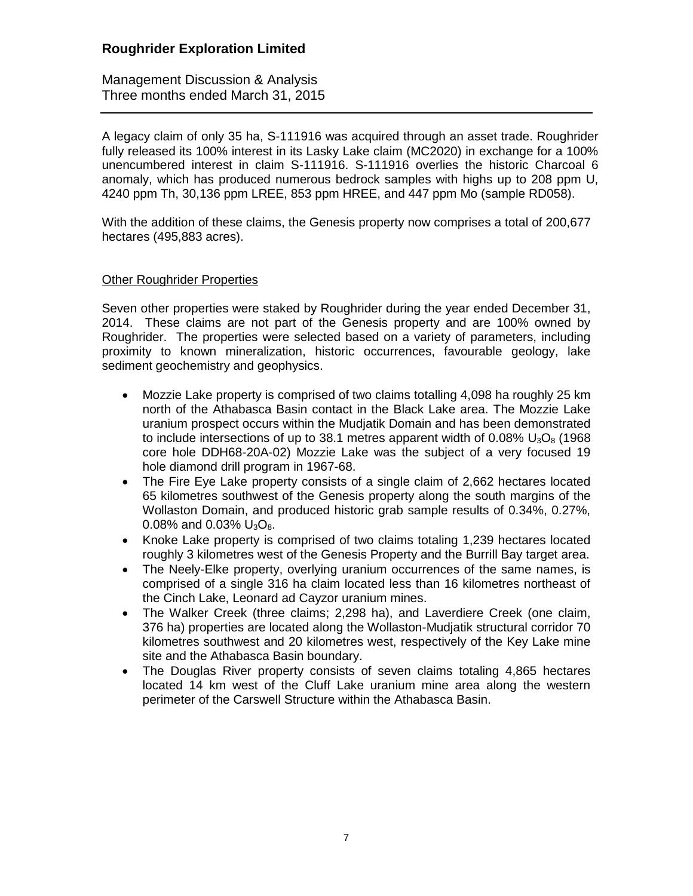A legacy claim of only 35 ha, S-111916 was acquired through an asset trade. Roughrider fully released its 100% interest in its Lasky Lake claim (MC2020) in exchange for a 100% unencumbered interest in claim S-111916. S-111916 overlies the historic Charcoal 6 anomaly, which has produced numerous bedrock samples with highs up to 208 ppm U, 4240 ppm Th, 30,136 ppm LREE, 853 ppm HREE, and 447 ppm Mo (sample RD058).

With the addition of these claims, the Genesis property now comprises a total of 200,677 hectares (495,883 acres).

## Other Roughrider Properties

Seven other properties were staked by Roughrider during the year ended December 31, 2014. These claims are not part of the Genesis property and are 100% owned by Roughrider. The properties were selected based on a variety of parameters, including proximity to known mineralization, historic occurrences, favourable geology, lake sediment geochemistry and geophysics.

- Mozzie Lake property is comprised of two claims totalling 4,098 ha roughly 25 km north of the Athabasca Basin contact in the Black Lake area. The Mozzie Lake uranium prospect occurs within the Mudjatik Domain and has been demonstrated to include intersections of up to 38.1 metres apparent width of 0.08% $U_3O_8$ (1968 core hole DDH68-20A-02) Mozzie Lake was the subject of a very focused 19 hole diamond drill program in 1967-68.
- The Fire Eye Lake property consists of a single claim of 2,662 hectares located 65 kilometres southwest of the Genesis property along the south margins of the Wollaston Domain, and produced historic grab sample results of 0.34%, 0.27%, 0.08% and 0.03% $U_3O_8$.
- Knoke Lake property is comprised of two claims totaling 1,239 hectares located roughly 3 kilometres west of the Genesis Property and the Burrill Bay target area.
- The Neely-Elke property, overlying uranium occurrences of the same names, is comprised of a single 316 ha claim located less than 16 kilometres northeast of the Cinch Lake, Leonard ad Cayzor uranium mines.
- The Walker Creek (three claims; 2,298 ha), and Laverdiere Creek (one claim, 376 ha) properties are located along the Wollaston-Mudjatik structural corridor 70 kilometres southwest and 20 kilometres west, respectively of the Key Lake mine site and the Athabasca Basin boundary.
- The Douglas River property consists of seven claims totaling 4,865 hectares located 14 km west of the Cluff Lake uranium mine area along the western perimeter of the Carswell Structure within the Athabasca Basin.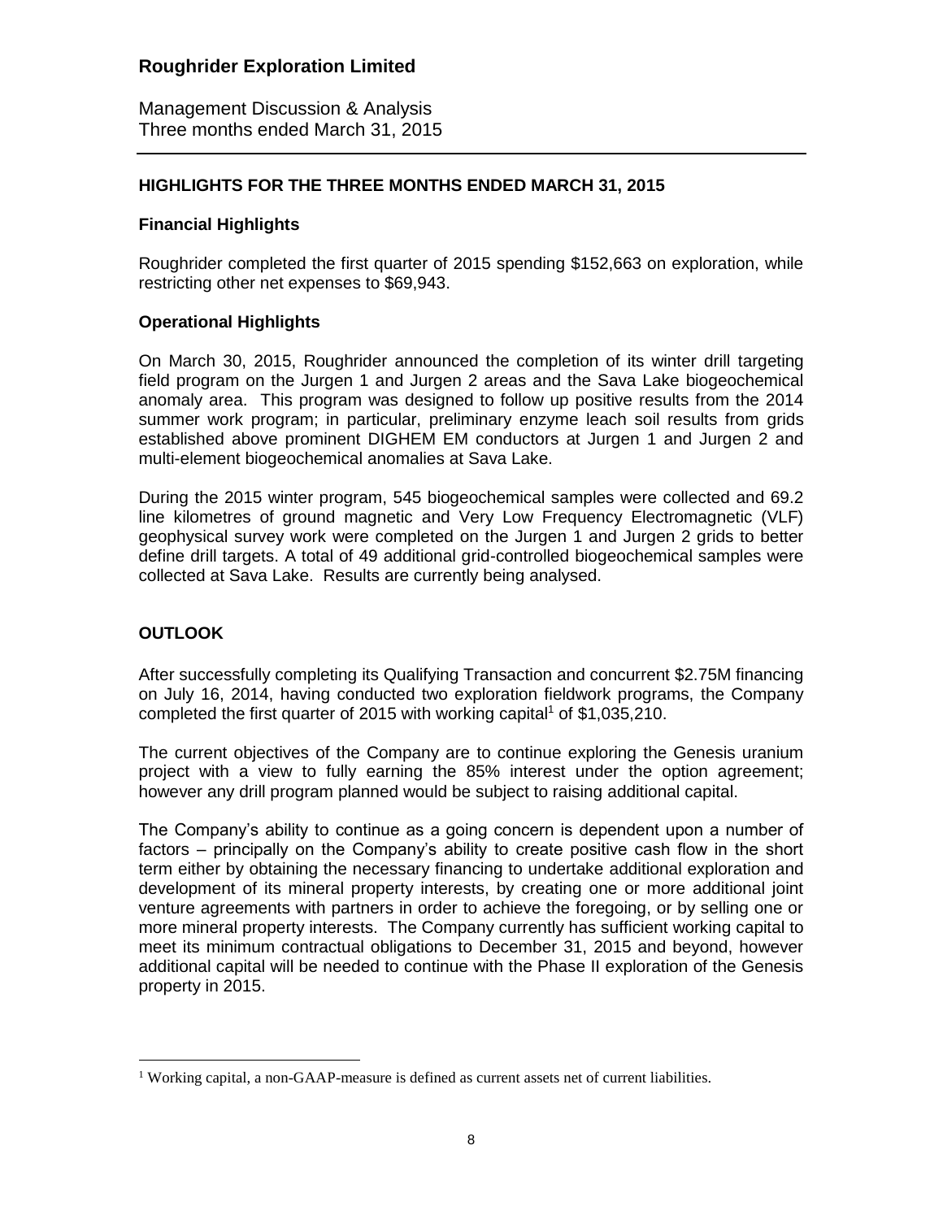## HIGHLIGHTS FOR THE THREE MONTHS ENDED MARCH 31, 2015

### Financial Highlights

Roughrider completed the first quarter of 2015 spending $152,663 on exploration, while restricting other net expenses to $69,943.

### Operational Highlights

On March 30, 2015, Roughrider announced the completion of its winter drill targeting field program on the Jurgen 1 and Jurgen 2 areas and the Sava Lake biogeochemical anomaly area. This program was designed to follow up positive results from the 2014 summer work program; in particular, preliminary enzyme leach soil results from grids established above prominent DIGHEM EM conductors at Jurgen 1 and Jurgen 2 and multi-element biogeochemical anomalies at Sava Lake.

During the 2015 winter program, 545 biogeochemical samples were collected and 69.2 line kilometres of ground magnetic and Very Low Frequency Electromagnetic (VLF) geophysical survey work were completed on the Jurgen 1 and Jurgen 2 grids to better define drill targets. A total of 49 additional grid-controlled biogeochemical samples were collected at Sava Lake. Results are currently being analysed.

## OUTLOOK

After successfully completing its Qualifying Transaction and concurrent $2.75M financing on July 16, 2014, having conducted two exploration fieldwork programs, the Company completed the first quarter of 2015 with working capital[1] of $1,035,210.

The current objectives of the Company are to continue exploring the Genesis uranium project with a view to fully earning the 85% interest under the option agreement; however any drill program planned would be subject to raising additional capital.

The Company's ability to continue as a going concern is dependent upon a number of factors – principally on the Company's ability to create positive cash flow in the short term either by obtaining the necessary financing to undertake additional exploration and development of its mineral property interests, by creating one or more additional joint venture agreements with partners in order to achieve the foregoing, or by selling one or more mineral property interests. The Company currently has sufficient working capital to meet its minimum contractual obligations to December 31, 2015 and beyond, however additional capital will be needed to continue with the Phase II exploration of the Genesis property in 2015.

---

[1] Working capital, a non-GAAP-measure is defined as current assets net of current liabilities.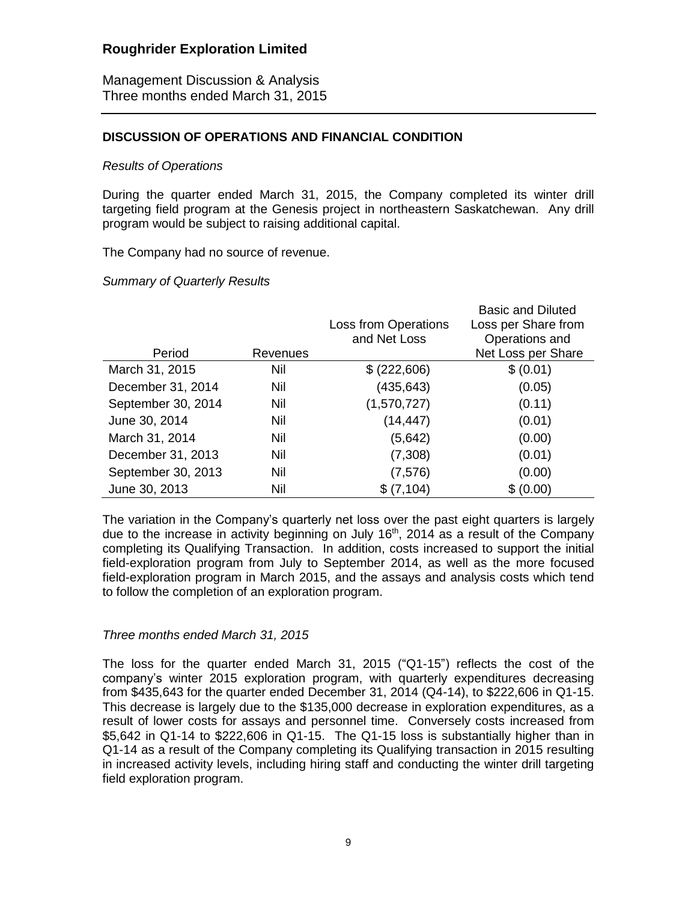# Roughrider Exploration Limited

Management Discussion & Analysis
Three months ended March 31, 2015

## DISCUSSION OF OPERATIONS AND FINANCIAL CONDITION

*Results of Operations*

During the quarter ended March 31, 2015, the Company completed its winter drill targeting field program at the Genesis project in northeastern Saskatchewan. Any drill program would be subject to raising additional capital.

The Company had no source of revenue.

*Summary of Quarterly Results*

| Period | Revenues | Loss from Operations and Net Loss | Basic and Diluted Loss per Share from Operations and Net Loss per Share |
|---|---|---|---|
| March 31, 2015 | Nil | $ (222,606) | $ (0.01) |
| December 31, 2014 | Nil | (435,643) | (0.05) |
| September 30, 2014 | Nil | (1,570,727) | (0.11) |
| June 30, 2014 | Nil | (14,447) | (0.01) |
| March 31, 2014 | Nil | (5,642) | (0.00) |
| December 31, 2013 | Nil | (7,308) | (0.01) |
| September 30, 2013 | Nil | (7,576) | (0.00) |
| June 30, 2013 | Nil | $ (7,104) | $ (0.00) |

The variation in the Company's quarterly net loss over the past eight quarters is largely due to the increase in activity beginning on July 16th, 2014 as a result of the Company completing its Qualifying Transaction. In addition, costs increased to support the initial field-exploration program from July to September 2014, as well as the more focused field-exploration program in March 2015, and the assays and analysis costs which tend to follow the completion of an exploration program.

*Three months ended March 31, 2015*

The loss for the quarter ended March 31, 2015 ("Q1-15") reflects the cost of the company's winter 2015 exploration program, with quarterly expenditures decreasing from $435,643 for the quarter ended December 31, 2014 (Q4-14), to $222,606 in Q1-15. This decrease is largely due to the $135,000 decrease in exploration expenditures, as a result of lower costs for assays and personnel time. Conversely costs increased from $5,642 in Q1-14 to $222,606 in Q1-15. The Q1-15 loss is substantially higher than in Q1-14 as a result of the Company completing its Qualifying transaction in 2015 resulting in increased activity levels, including hiring staff and conducting the winter drill targeting field exploration program.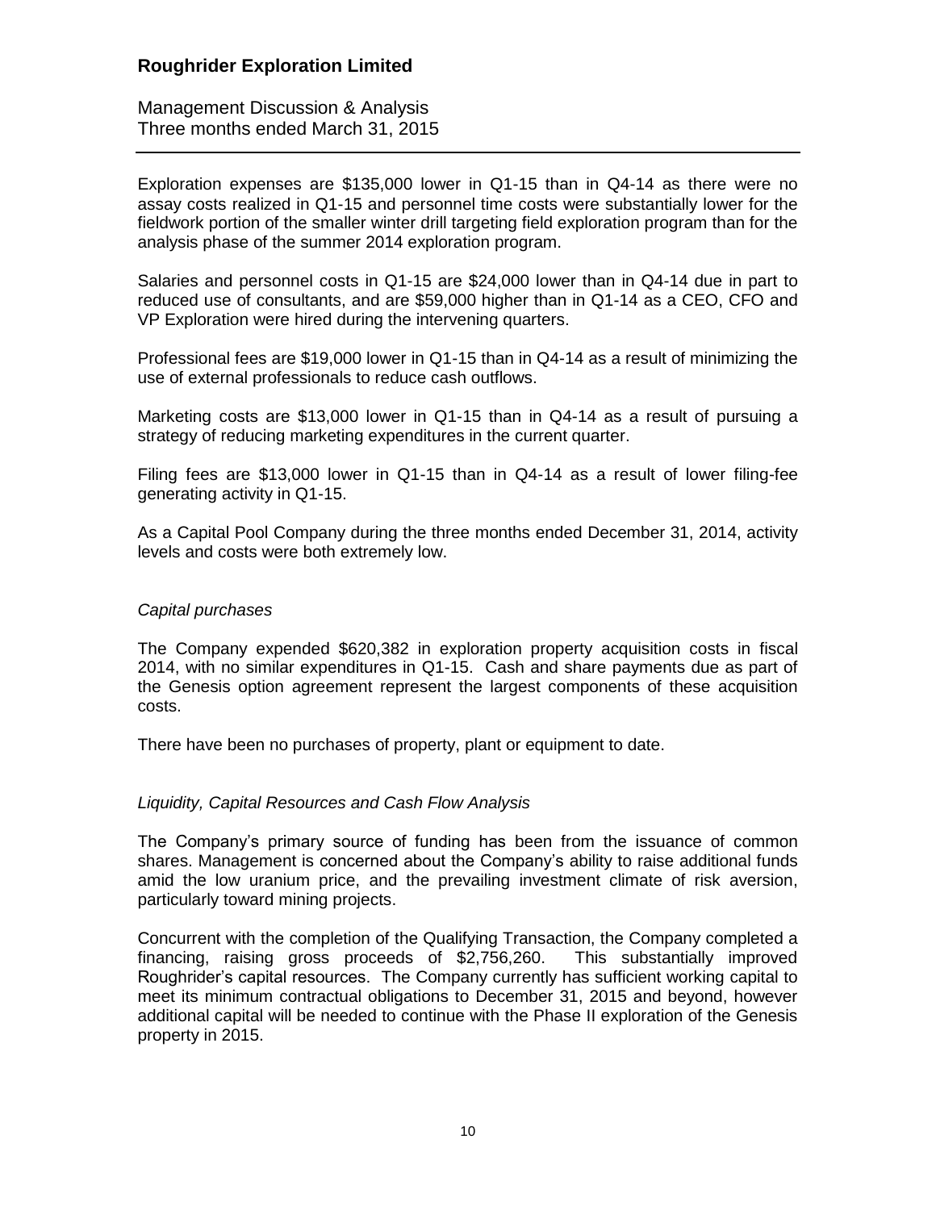Exploration expenses are \$135,000 lower in Q1-15 than in Q4-14 as there were no assay costs realized in Q1-15 and personnel time costs were substantially lower for the fieldwork portion of the smaller winter drill targeting field exploration program than for the analysis phase of the summer 2014 exploration program.

Salaries and personnel costs in Q1-15 are \$24,000 lower than in Q4-14 due in part to reduced use of consultants, and are \$59,000 higher than in Q1-14 as a CEO, CFO and VP Exploration were hired during the intervening quarters.

Professional fees are \$19,000 lower in Q1-15 than in Q4-14 as a result of minimizing the use of external professionals to reduce cash outflows.

Marketing costs are \$13,000 lower in Q1-15 than in Q4-14 as a result of pursuing a strategy of reducing marketing expenditures in the current quarter.

Filing fees are \$13,000 lower in Q1-15 than in Q4-14 as a result of lower filing-fee generating activity in Q1-15.

As a Capital Pool Company during the three months ended December 31, 2014, activity levels and costs were both extremely low.

*Capital purchases*

The Company expended \$620,382 in exploration property acquisition costs in fiscal 2014, with no similar expenditures in Q1-15. Cash and share payments due as part of the Genesis option agreement represent the largest components of these acquisition costs.

There have been no purchases of property, plant or equipment to date.

*Liquidity, Capital Resources and Cash Flow Analysis*

The Company's primary source of funding has been from the issuance of common shares. Management is concerned about the Company's ability to raise additional funds amid the low uranium price, and the prevailing investment climate of risk aversion, particularly toward mining projects.

Concurrent with the completion of the Qualifying Transaction, the Company completed a financing, raising gross proceeds of \$2,756,260. This substantially improved Roughrider's capital resources. The Company currently has sufficient working capital to meet its minimum contractual obligations to December 31, 2015 and beyond, however additional capital will be needed to continue with the Phase II exploration of the Genesis property in 2015.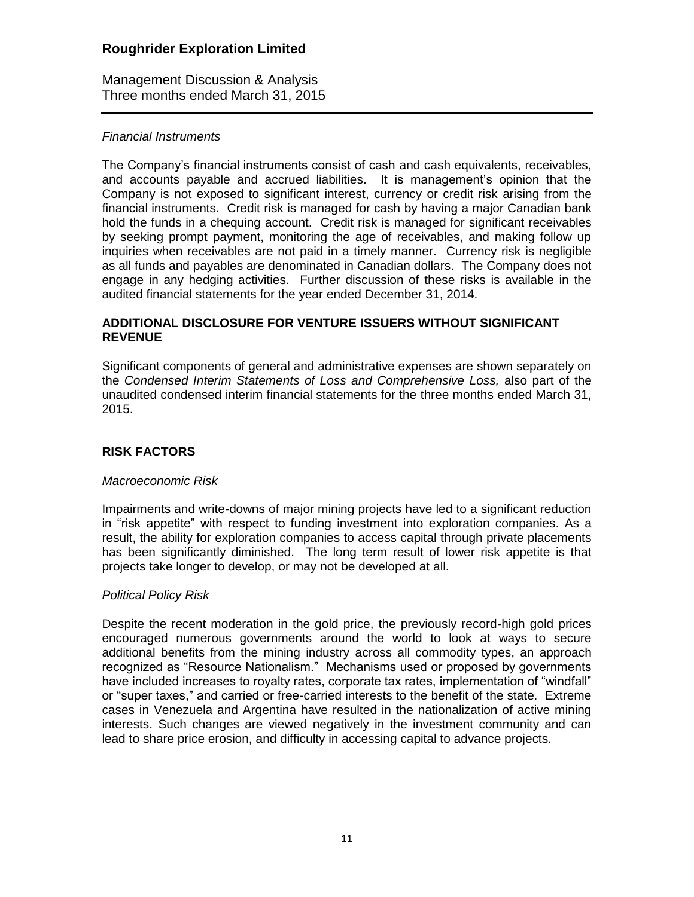*Financial Instruments*

The Company's financial instruments consist of cash and cash equivalents, receivables, and accounts payable and accrued liabilities. It is management's opinion that the Company is not exposed to significant interest, currency or credit risk arising from the financial instruments. Credit risk is managed for cash by having a major Canadian bank hold the funds in a chequing account. Credit risk is managed for significant receivables by seeking prompt payment, monitoring the age of receivables, and making follow up inquiries when receivables are not paid in a timely manner. Currency risk is negligible as all funds and payables are denominated in Canadian dollars. The Company does not engage in any hedging activities. Further discussion of these risks is available in the audited financial statements for the year ended December 31, 2014.

## ADDITIONAL DISCLOSURE FOR VENTURE ISSUERS WITHOUT SIGNIFICANT REVENUE

Significant components of general and administrative expenses are shown separately on the *Condensed Interim Statements of Loss and Comprehensive Loss,* also part of the unaudited condensed interim financial statements for the three months ended March 31, 2015.

## RISK FACTORS

*Macroeconomic Risk*

Impairments and write-downs of major mining projects have led to a significant reduction in "risk appetite" with respect to funding investment into exploration companies. As a result, the ability for exploration companies to access capital through private placements has been significantly diminished. The long term result of lower risk appetite is that projects take longer to develop, or may not be developed at all.

*Political Policy Risk*

Despite the recent moderation in the gold price, the previously record-high gold prices encouraged numerous governments around the world to look at ways to secure additional benefits from the mining industry across all commodity types, an approach recognized as "Resource Nationalism." Mechanisms used or proposed by governments have included increases to royalty rates, corporate tax rates, implementation of "windfall" or "super taxes," and carried or free-carried interests to the benefit of the state. Extreme cases in Venezuela and Argentina have resulted in the nationalization of active mining interests. Such changes are viewed negatively in the investment community and can lead to share price erosion, and difficulty in accessing capital to advance projects.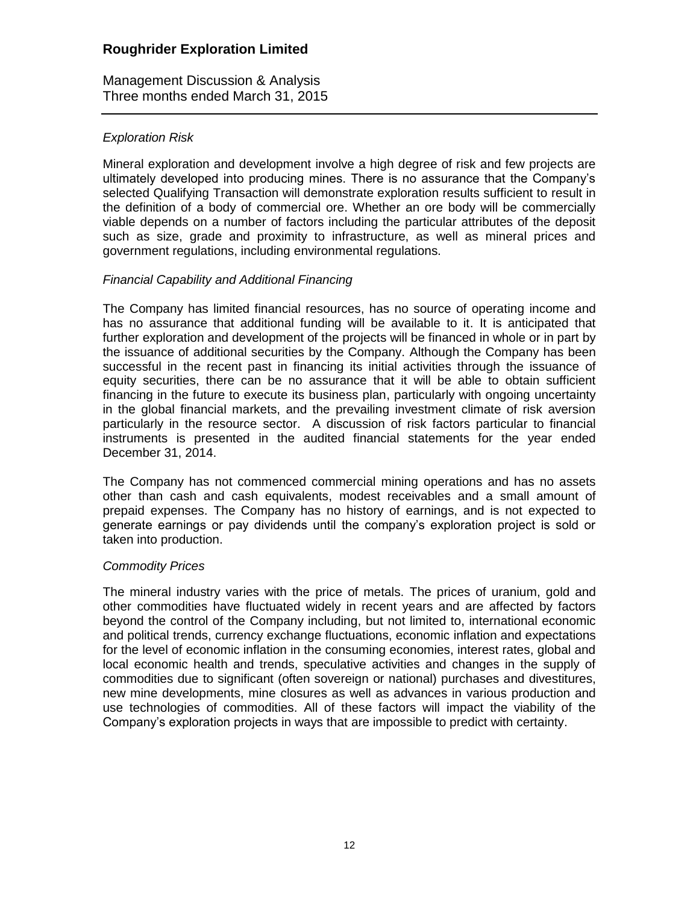*Exploration Risk*

Mineral exploration and development involve a high degree of risk and few projects are ultimately developed into producing mines. There is no assurance that the Company's selected Qualifying Transaction will demonstrate exploration results sufficient to result in the definition of a body of commercial ore. Whether an ore body will be commercially viable depends on a number of factors including the particular attributes of the deposit such as size, grade and proximity to infrastructure, as well as mineral prices and government regulations, including environmental regulations.

*Financial Capability and Additional Financing*

The Company has limited financial resources, has no source of operating income and has no assurance that additional funding will be available to it. It is anticipated that further exploration and development of the projects will be financed in whole or in part by the issuance of additional securities by the Company. Although the Company has been successful in the recent past in financing its initial activities through the issuance of equity securities, there can be no assurance that it will be able to obtain sufficient financing in the future to execute its business plan, particularly with ongoing uncertainty in the global financial markets, and the prevailing investment climate of risk aversion particularly in the resource sector. A discussion of risk factors particular to financial instruments is presented in the audited financial statements for the year ended December 31, 2014.

The Company has not commenced commercial mining operations and has no assets other than cash and cash equivalents, modest receivables and a small amount of prepaid expenses. The Company has no history of earnings, and is not expected to generate earnings or pay dividends until the company's exploration project is sold or taken into production.

*Commodity Prices*

The mineral industry varies with the price of metals. The prices of uranium, gold and other commodities have fluctuated widely in recent years and are affected by factors beyond the control of the Company including, but not limited to, international economic and political trends, currency exchange fluctuations, economic inflation and expectations for the level of economic inflation in the consuming economies, interest rates, global and local economic health and trends, speculative activities and changes in the supply of commodities due to significant (often sovereign or national) purchases and divestitures, new mine developments, mine closures as well as advances in various production and use technologies of commodities. All of these factors will impact the viability of the Company's exploration projects in ways that are impossible to predict with certainty.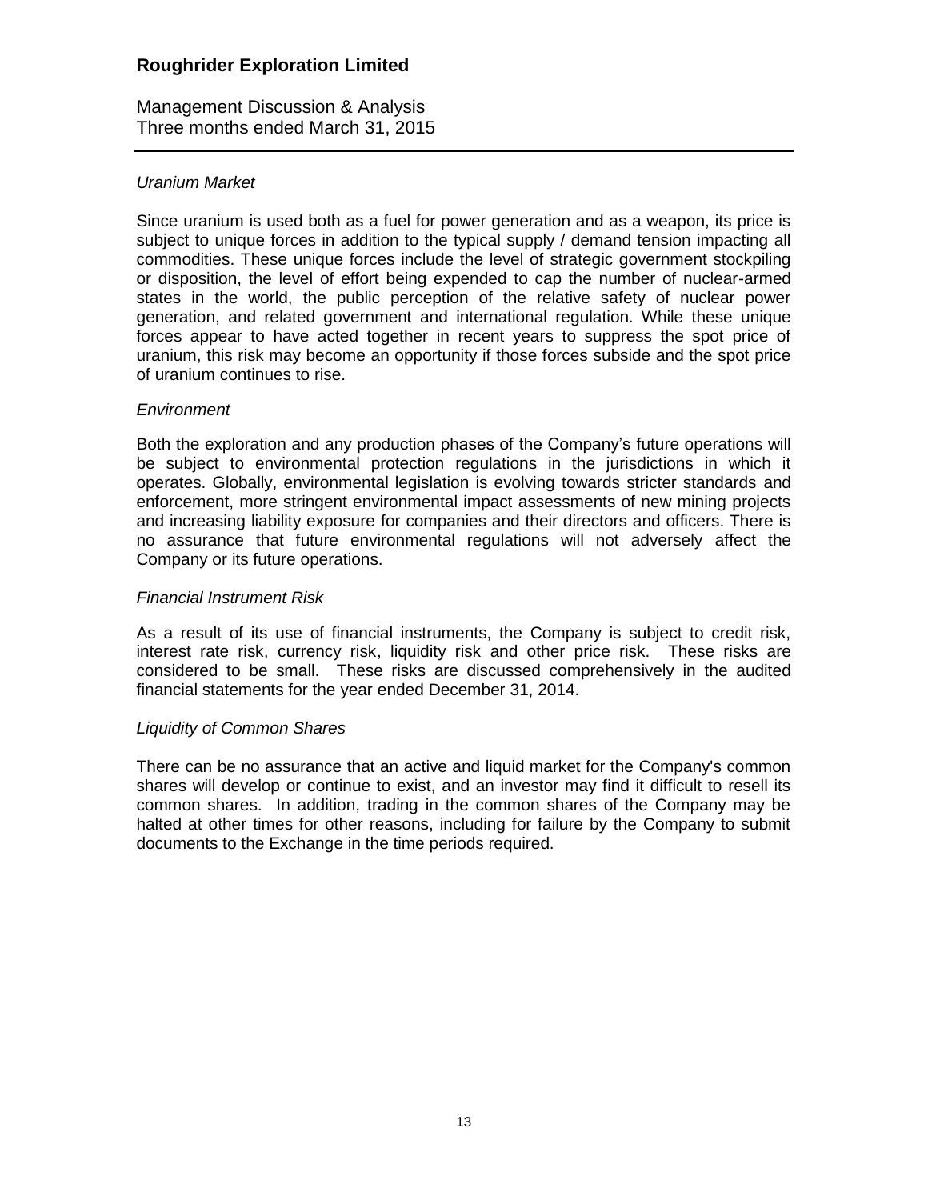*Uranium Market*

Since uranium is used both as a fuel for power generation and as a weapon, its price is subject to unique forces in addition to the typical supply / demand tension impacting all commodities. These unique forces include the level of strategic government stockpiling or disposition, the level of effort being expended to cap the number of nuclear-armed states in the world, the public perception of the relative safety of nuclear power generation, and related government and international regulation. While these unique forces appear to have acted together in recent years to suppress the spot price of uranium, this risk may become an opportunity if those forces subside and the spot price of uranium continues to rise.

*Environment*

Both the exploration and any production phases of the Company's future operations will be subject to environmental protection regulations in the jurisdictions in which it operates. Globally, environmental legislation is evolving towards stricter standards and enforcement, more stringent environmental impact assessments of new mining projects and increasing liability exposure for companies and their directors and officers. There is no assurance that future environmental regulations will not adversely affect the Company or its future operations.

*Financial Instrument Risk*

As a result of its use of financial instruments, the Company is subject to credit risk, interest rate risk, currency risk, liquidity risk and other price risk. These risks are considered to be small. These risks are discussed comprehensively in the audited financial statements for the year ended December 31, 2014.

*Liquidity of Common Shares*

There can be no assurance that an active and liquid market for the Company's common shares will develop or continue to exist, and an investor may find it difficult to resell its common shares. In addition, trading in the common shares of the Company may be halted at other times for other reasons, including for failure by the Company to submit documents to the Exchange in the time periods required.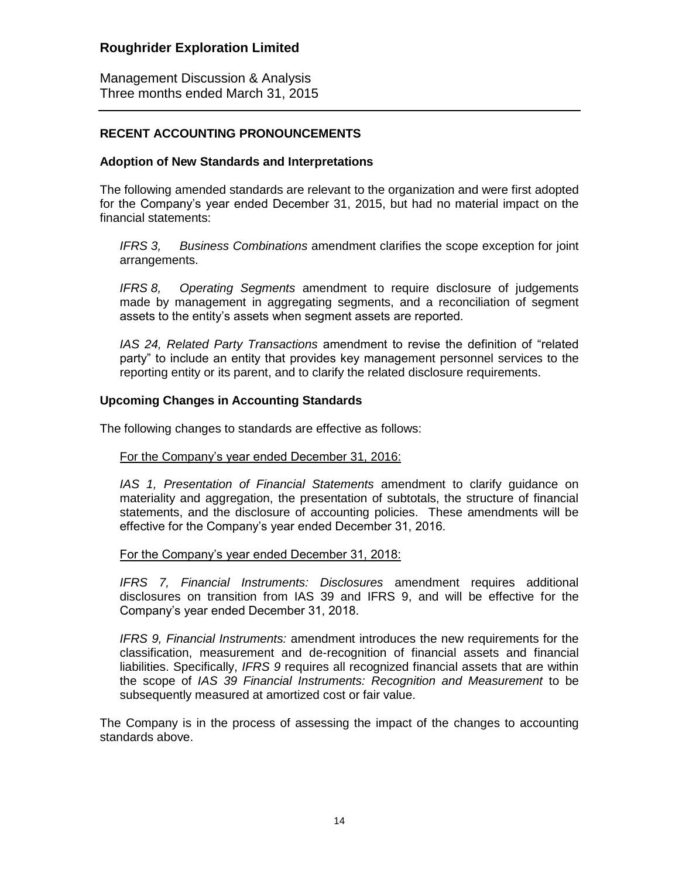## RECENT ACCOUNTING PRONOUNCEMENTS

### Adoption of New Standards and Interpretations

The following amended standards are relevant to the organization and were first adopted for the Company's year ended December 31, 2015, but had no material impact on the financial statements:

*IFRS 3, Business Combinations* amendment clarifies the scope exception for joint arrangements.

*IFRS 8, Operating Segments* amendment to require disclosure of judgements made by management in aggregating segments, and a reconciliation of segment assets to the entity's assets when segment assets are reported.

*IAS 24, Related Party Transactions* amendment to revise the definition of "related party" to include an entity that provides key management personnel services to the reporting entity or its parent, and to clarify the related disclosure requirements.

### Upcoming Changes in Accounting Standards

The following changes to standards are effective as follows:

For the Company's year ended December 31, 2016:

*IAS 1, Presentation of Financial Statements* amendment to clarify guidance on materiality and aggregation, the presentation of subtotals, the structure of financial statements, and the disclosure of accounting policies. These amendments will be effective for the Company's year ended December 31, 2016.

For the Company's year ended December 31, 2018:

*IFRS 7, Financial Instruments: Disclosures* amendment requires additional disclosures on transition from IAS 39 and IFRS 9, and will be effective for the Company's year ended December 31, 2018.

*IFRS 9, Financial Instruments:* amendment introduces the new requirements for the classification, measurement and de-recognition of financial assets and financial liabilities. Specifically, *IFRS 9* requires all recognized financial assets that are within the scope of *IAS 39 Financial Instruments: Recognition and Measurement* to be subsequently measured at amortized cost or fair value.

The Company is in the process of assessing the impact of the changes to accounting standards above.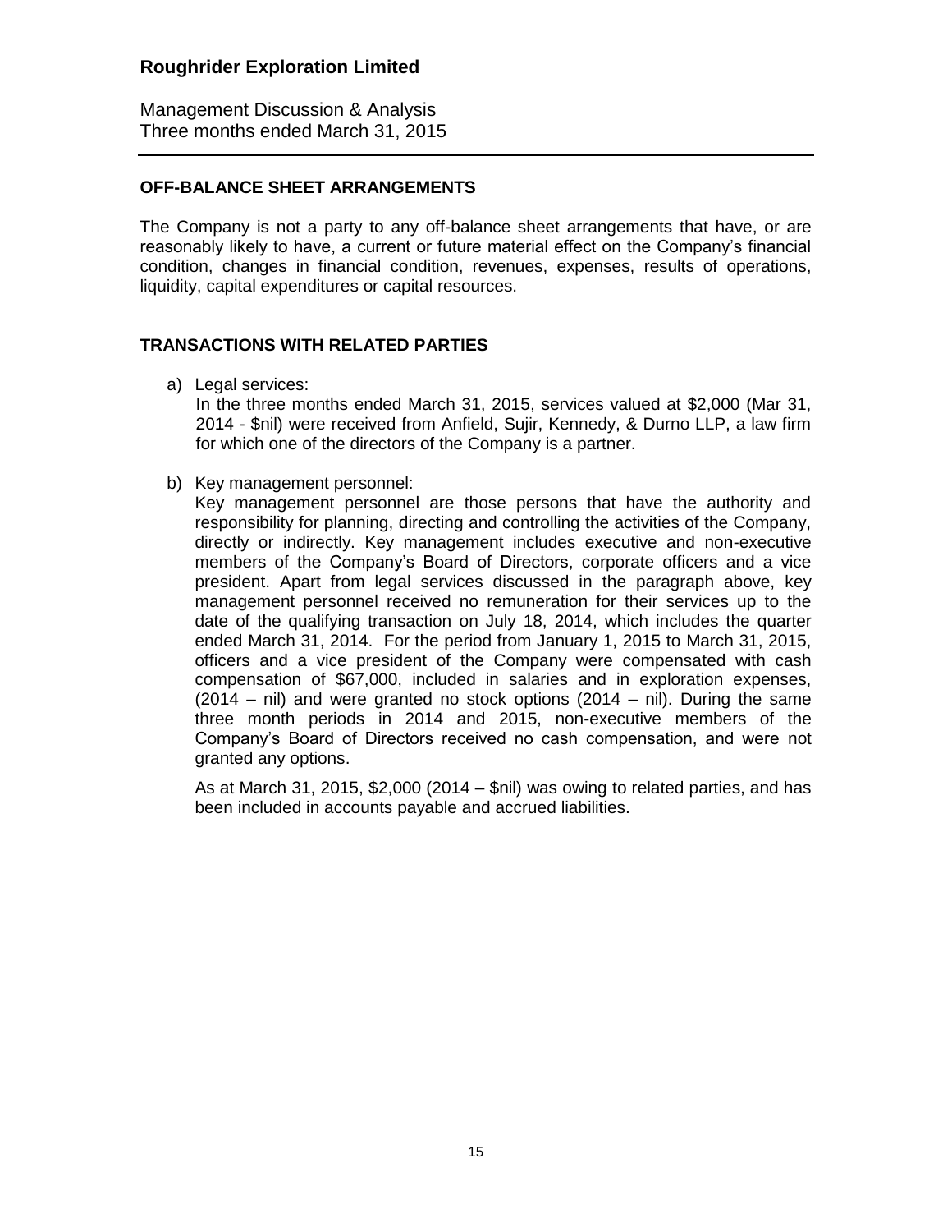## OFF-BALANCE SHEET ARRANGEMENTS

The Company is not a party to any off-balance sheet arrangements that have, or are reasonably likely to have, a current or future material effect on the Company's financial condition, changes in financial condition, revenues, expenses, results of operations, liquidity, capital expenditures or capital resources.

## TRANSACTIONS WITH RELATED PARTIES

a) Legal services:
   In the three months ended March 31, 2015, services valued at $2,000 (Mar 31, 2014 - $nil) were received from Anfield, Sujir, Kennedy, & Durno LLP, a law firm for which one of the directors of the Company is a partner.

b) Key management personnel:
   Key management personnel are those persons that have the authority and responsibility for planning, directing and controlling the activities of the Company, directly or indirectly. Key management includes executive and non-executive members of the Company's Board of Directors, corporate officers and a vice president. Apart from legal services discussed in the paragraph above, key management personnel received no remuneration for their services up to the date of the qualifying transaction on July 18, 2014, which includes the quarter ended March 31, 2014. For the period from January 1, 2015 to March 31, 2015, officers and a vice president of the Company were compensated with cash compensation of $67,000, included in salaries and in exploration expenses, (2014 – nil) and were granted no stock options (2014 – nil). During the same three month periods in 2014 and 2015, non-executive members of the Company's Board of Directors received no cash compensation, and were not granted any options.

   As at March 31, 2015, $2,000 (2014 – $nil) was owing to related parties, and has been included in accounts payable and accrued liabilities.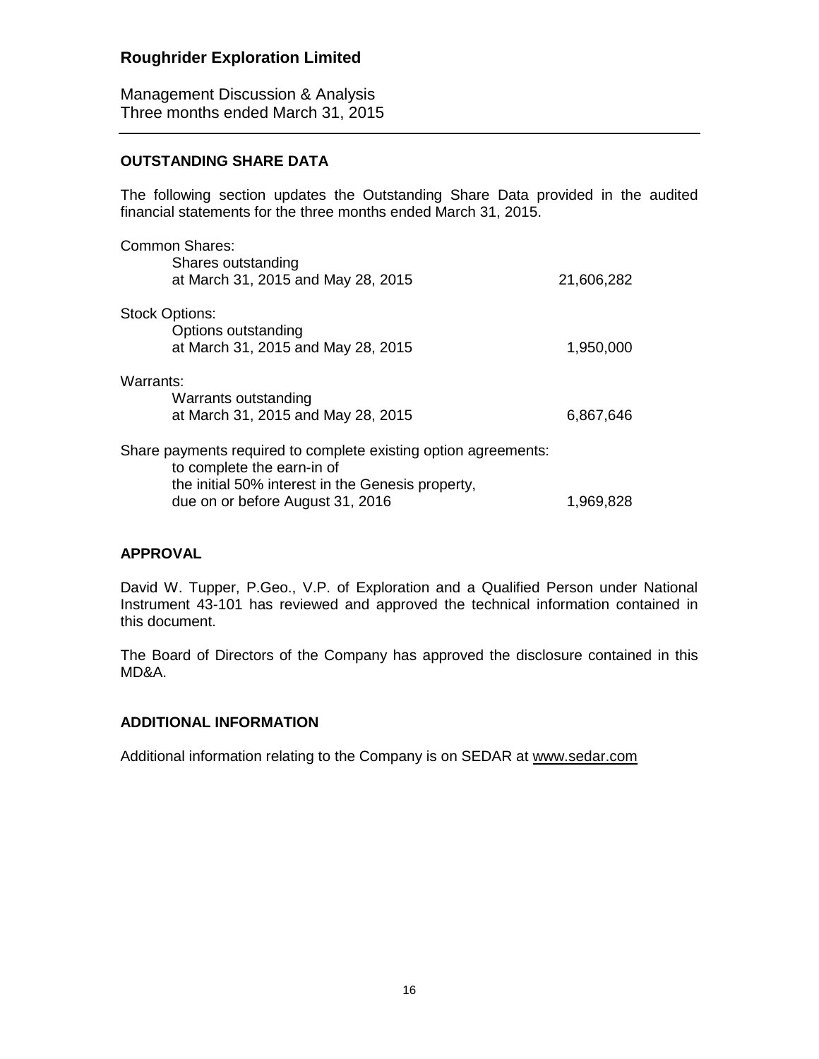## OUTSTANDING SHARE DATA

The following section updates the Outstanding Share Data provided in the audited financial statements for the three months ended March 31, 2015.

| | |
|---|---|
| Common Shares: | |
| Shares outstanding at March 31, 2015 and May 28, 2015 | 21,606,282 |
| Stock Options: | |
| Options outstanding at March 31, 2015 and May 28, 2015 | 1,950,000 |
| Warrants: | |
| Warrants outstanding at March 31, 2015 and May 28, 2015 | 6,867,646 |
| Share payments required to complete existing option agreements: | |
| to complete the earn-in of the initial 50% interest in the Genesis property, due on or before August 31, 2016 | 1,969,828 |

## APPROVAL

David W. Tupper, P.Geo., V.P. of Exploration and a Qualified Person under National Instrument 43-101 has reviewed and approved the technical information contained in this document.

The Board of Directors of the Company has approved the disclosure contained in this MD&A.

## ADDITIONAL INFORMATION

Additional information relating to the Company is on SEDAR at www.sedar.com